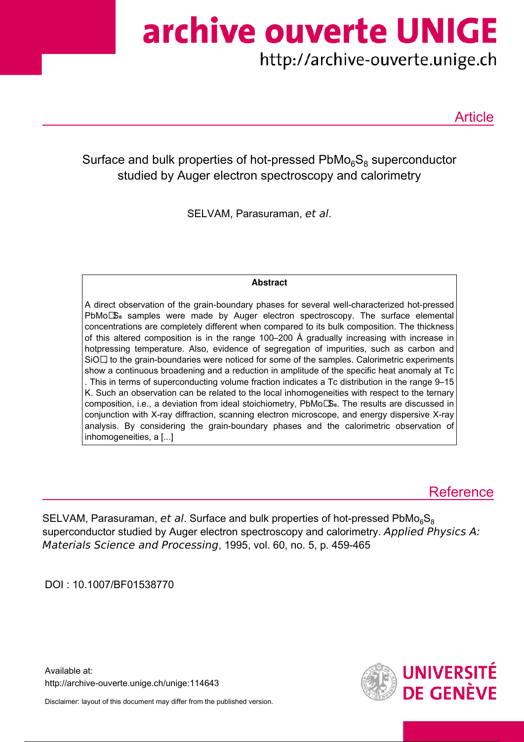# archive ouverte UNIGE

http://archive-ouverte.unige.ch

Article

## Surface and bulk properties of hot-pressed $PbMo_6S_8$ superconductor studied by Auger electron spectroscopy and calorimetry

SELVAM, Parasuraman, *et al*.

### Abstract

A direct observation of the grain-boundary phases for several well-characterized hot-pressed $PbMo_6S_8$ samples were made by Auger electron spectroscopy. The surface elemental concentrations are completely different when compared to its bulk composition. The thickness of this altered composition is in the range 100–200 Å gradually increasing with increase in hotpressing temperature. Also, evidence of segregation of impurities, such as carbon and $SiO_2$ to the grain-boundaries were noticed for some of the samples. Calorimetric experiments show a continuous broadening and a reduction in amplitude of the specific heat anomaly at Tc. This in terms of superconducting volume fraction indicates a Tc distribution in the range 9–15 K. Such an observation can be related to the local inhomogeneities with respect to the ternary composition, i.e., a deviation from ideal stoichiometry, $PbMo_6S_8$. The results are discussed in conjunction with X-ray diffraction, scanning electron microscope, and energy dispersive X-ray analysis. By considering the grain-boundary phases and the calorimetric observation of inhomogeneities, a [...]

## Reference

SELVAM, Parasuraman, *et al*. Surface and bulk properties of hot-pressed $PbMo_6S_8$ superconductor studied by Auger electron spectroscopy and calorimetry. *Applied Physics A: Materials Science and Processing*, 1995, vol. 60, no. 5, p. 459-465

DOI : 10.1007/BF01538770

Available at:
http://archive-ouverte.unige.ch/unige:114643

Disclaimer: layout of this document may differ from the published version.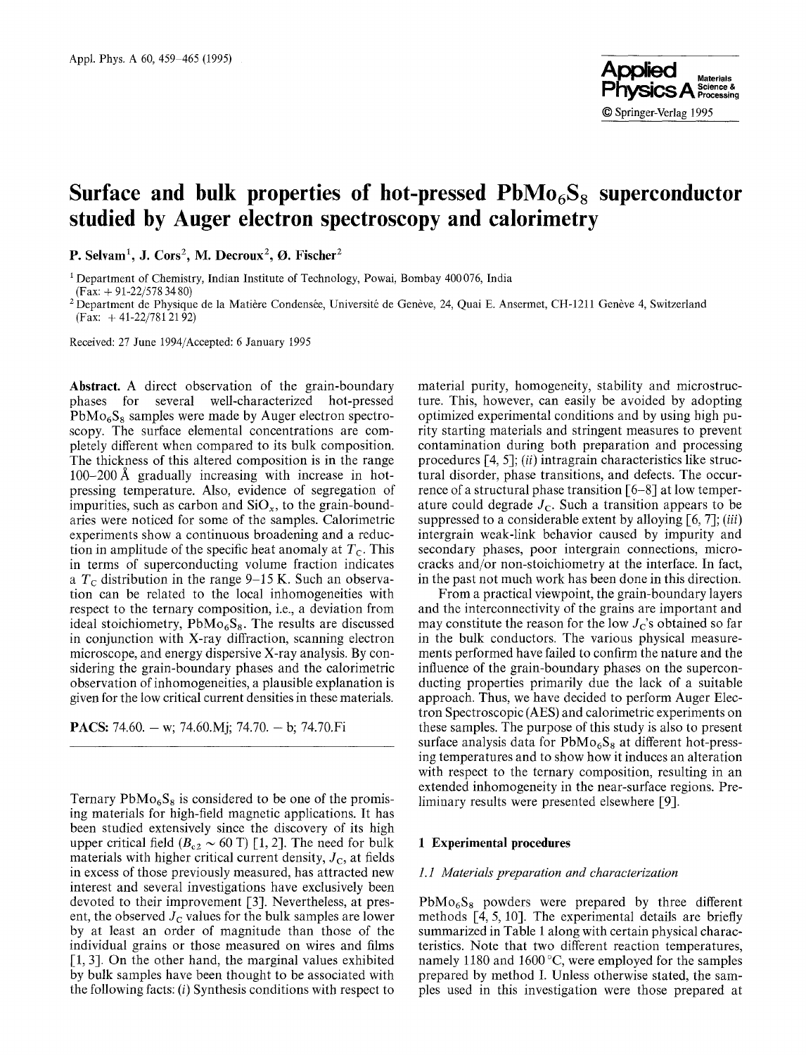# Surface and bulk properties of hot-pressed $PbMo_6S_8$ superconductor studied by Auger electron spectroscopy and calorimetry

**P. Selvam**[1], **J. Cors**[2], **M. Decroux**[2], **Ø. Fischer**[2]

[1] Department of Chemistry, Indian Institute of Technology, Powai, Bombay 400076, India (Fax: + 91-22/578 34 80)

[2] Department de Physique de la Matière Condensée, Université de Genève, 24, Quai E. Ansermet, CH-1211 Genève 4, Switzerland (Fax: + 41-22/781 21 92)

Received: 27 June 1994/Accepted: 6 January 1995

**Abstract.** A direct observation of the grain-boundary phases for several well-characterized hot-pressed $PbMo_6S_8$ samples were made by Auger electron spectroscopy. The surface elemental concentrations are completely different when compared to its bulk composition. The thickness of this altered composition is in the range 100–200 Å gradually increasing with increase in hot-pressing temperature. Also, evidence of segregation of impurities, such as carbon and $SiO_x$, to the grain-boundaries were noticed for some of the samples. Calorimetric experiments show a continuous broadening and a reduction in amplitude of the specific heat anomaly at $T_C$. This in terms of superconducting volume fraction indicates a $T_C$ distribution in the range 9–15 K. Such an observation can be related to the local inhomogeneities with respect to the ternary composition, i.e., a deviation from ideal stoichiometry, $PbMo_6S_8$. The results are discussed in conjunction with X-ray diffraction, scanning electron microscope, and energy dispersive X-ray analysis. By considering the grain-boundary phases and the calorimetric observation of inhomogeneities, a plausible explanation is given for the low critical current densities in these materials.

**PACS:** 74.60. – w; 74.60.Mj; 74.70. – b; 74.70.Fi

Ternary $PbMo_6S_8$ is considered to be one of the promising materials for high-field magnetic applications. It has been studied extensively since the discovery of its high upper critical field ($B_{c2} \sim 60$ T) [1, 2]. The need for bulk materials with higher critical current density, $J_C$, at fields in excess of those previously measured, has attracted new interest and several investigations have exclusively been devoted to their improvement [3]. Nevertheless, at present, the observed $J_C$ values for the bulk samples are lower by at least an order of magnitude than those of the individual grains or those measured on wires and films [1, 3]. On the other hand, the marginal values exhibited by bulk samples have been thought to be associated with the following facts: (*i*) Synthesis conditions with respect to material purity, homogeneity, stability and microstructure. This, however, can easily be avoided by adopting optimized experimental conditions and by using high purity starting materials and stringent measures to prevent contamination during both preparation and processing procedures [4, 5]; (*ii*) intragrain characteristics like structural disorder, phase transitions, and defects. The occurrence of a structural phase transition [6–8] at low temperature could degrade $J_C$. Such a transition appears to be suppressed to a considerable extent by alloying [6, 7]; (*iii*) intergrain weak-link behavior caused by impurity and secondary phases, poor intergrain connections, microcracks and/or non-stoichiometry at the interface. In fact, in the past not much work has been done in this direction.

From a practical viewpoint, the grain-boundary layers and the interconnectivity of the grains are important and may constitute the reason for the low $J_C$'s obtained so far in the bulk conductors. The various physical measurements performed have failed to confirm the nature and the influence of the grain-boundary phases on the superconducting properties primarily due the lack of a suitable approach. Thus, we have decided to perform Auger Electron Spectroscopic (AES) and calorimetric experiments on these samples. The purpose of this study is also to present surface analysis data for $PbMo_6S_8$ at different hot-pressing temperatures and to show how it induces an alteration with respect to the ternary composition, resulting in an extended inhomogeneity in the near-surface regions. Preliminary results were presented elsewhere [9].

## 1 Experimental procedures

### *1.1 Materials preparation and characterization*

$PbMo_6S_8$ powders were prepared by three different methods [4, 5, 10]. The experimental details are briefly summarized in Table 1 along with certain physical characteristics. Note that two different reaction temperatures, namely 1180 and 1600 °C, were employed for the samples prepared by method I. Unless otherwise stated, the samples used in this investigation were those prepared at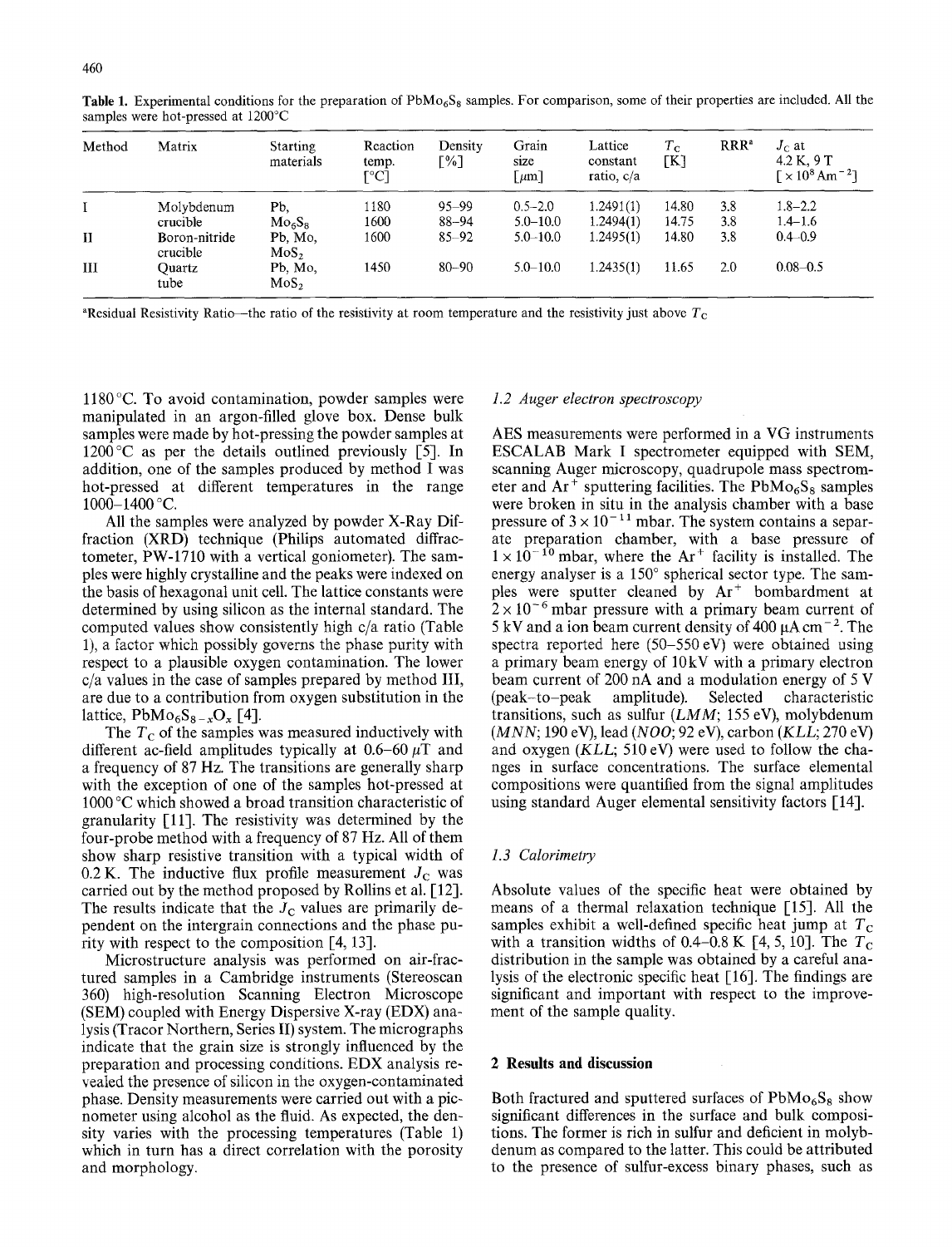**Table 1.** Experimental conditions for the preparation of $PbMo_6S_8$ samples. For comparison, some of their properties are included. All the samples were hot-pressed at 1200°C

| Method | Matrix | Starting materials | Reaction temp. [°C] | Density [%] | Grain size [$\mu$m] | Lattice constant ratio, c/a | $T_C$ [K] | RRR[a] | $J_C$ at 4.2 K, 9 T [$\times 10^8$ Am$^{-2}$] |
|---|---|---|---|---|---|---|---|---|---|
| I | Molybdenum crucible | Pb, $Mo_6S_8$ | 1180 | 95–99 | 0.5–2.0 | 1.2491(1) | 14.80 | 3.8 | 1.8–2.2 |
| | | | 1600 | 88–94 | 5.0–10.0 | 1.2494(1) | 14.75 | 3.8 | 1.4–1.6 |
| II | Boron-nitride crucible | Pb, Mo, $MoS_2$ | 1600 | 85–92 | 5.0–10.0 | 1.2495(1) | 14.80 | 3.8 | 0.4–0.9 |
| III | Quartz tube | Pb, Mo, $MoS_2$ | 1450 | 80–90 | 5.0–10.0 | 1.2435(1) | 11.65 | 2.0 | 0.08–0.5 |

[a]Residual Resistivity Ratio—the ratio of the resistivity at room temperature and the resistivity just above $T_C$

1180 °C. To avoid contamination, powder samples were manipulated in an argon-filled glove box. Dense bulk samples were made by hot-pressing the powder samples at 1200 °C as per the details outlined previously [5]. In addition, one of the samples produced by method I was hot-pressed at different temperatures in the range 1000–1400 °C.

All the samples were analyzed by powder X-Ray Diffraction (XRD) technique (Philips automated diffractometer, PW-1710 with a vertical goniometer). The samples were highly crystalline and the peaks were indexed on the basis of hexagonal unit cell. The lattice constants were determined by using silicon as the internal standard. The computed values show consistently high c/a ratio (Table 1), a factor which possibly governs the phase purity with respect to a plausible oxygen contamination. The lower c/a values in the case of samples prepared by method III, are due to a contribution from oxygen substitution in the lattice, $PbMo_6S_{8-x}O_x$ [4].

The $T_C$ of the samples was measured inductively with different ac-field amplitudes typically at 0.6–60 $\mu$T and a frequency of 87 Hz. The transitions are generally sharp with the exception of one of the samples hot-pressed at 1000 °C which showed a broad transition characteristic of granularity [11]. The resistivity was determined by the four-probe method with a frequency of 87 Hz. All of them show sharp resistive transition with a typical width of 0.2 K. The inductive flux profile measurement $J_C$ was carried out by the method proposed by Rollins et al. [12]. The results indicate that the $J_C$ values are primarily dependent on the intergrain connections and the phase purity with respect to the composition [4, 13].

Microstructure analysis was performed on air-fractured samples in a Cambridge instruments (Stereoscan 360) high-resolution Scanning Electron Microscope (SEM) coupled with Energy Dispersive X-ray (EDX) analysis (Tracor Northern, Series II) system. The micrographs indicate that the grain size is strongly influenced by the preparation and processing conditions. EDX analysis revealed the presence of silicon in the oxygen-contaminated phase. Density measurements were carried out with a picnometer using alcohol as the fluid. As expected, the density varies with the processing temperatures (Table 1) which in turn has a direct correlation with the porosity and morphology.

### 1.2 Auger electron spectroscopy

AES measurements were performed in a VG instruments ESCALAB Mark I spectrometer equipped with SEM, scanning Auger microscopy, quadrupole mass spectrometer and $Ar^+$ sputtering facilities. The $PbMo_6S_8$ samples were broken in situ in the analysis chamber with a base pressure of $3 \times 10^{-11}$ mbar. The system contains a separate preparation chamber, with a base pressure of $1 \times 10^{-10}$ mbar, where the $Ar^+$ facility is installed. The energy analyser is a 150° spherical sector type. The samples were sputter cleaned by $Ar^+$ bombardment at $2 \times 10^{-6}$ mbar pressure with a primary beam current of 5 kV and a ion beam current density of 400 μA cm$^{-2}$. The spectra reported here (50–550 eV) were obtained using a primary beam energy of 10 kV with a primary electron beam current of 200 nA and a modulation energy of 5 V (peak-to-peak amplitude). Selected characteristic transitions, such as sulfur (*LMM*; 155 eV), molybdenum (*MNN*; 190 eV), lead (*NOO*; 92 eV), carbon (*KLL*; 270 eV) and oxygen (*KLL*; 510 eV) were used to follow the changes in surface concentrations. The surface elemental compositions were quantified from the signal amplitudes using standard Auger elemental sensitivity factors [14].

### 1.3 Calorimetry

Absolute values of the specific heat were obtained by means of a thermal relaxation technique [15]. All the samples exhibit a well-defined specific heat jump at $T_C$ with a transition widths of 0.4–0.8 K [4, 5, 10]. The $T_C$ distribution in the sample was obtained by a careful analysis of the electronic specific heat [16]. The findings are significant and important with respect to the improvement of the sample quality.

## 2 Results and discussion

Both fractured and sputtered surfaces of $PbMo_6S_8$ show significant differences in the surface and bulk compositions. The former is rich in sulfur and deficient in molybdenum as compared to the latter. This could be attributed to the presence of sulfur-excess binary phases, such as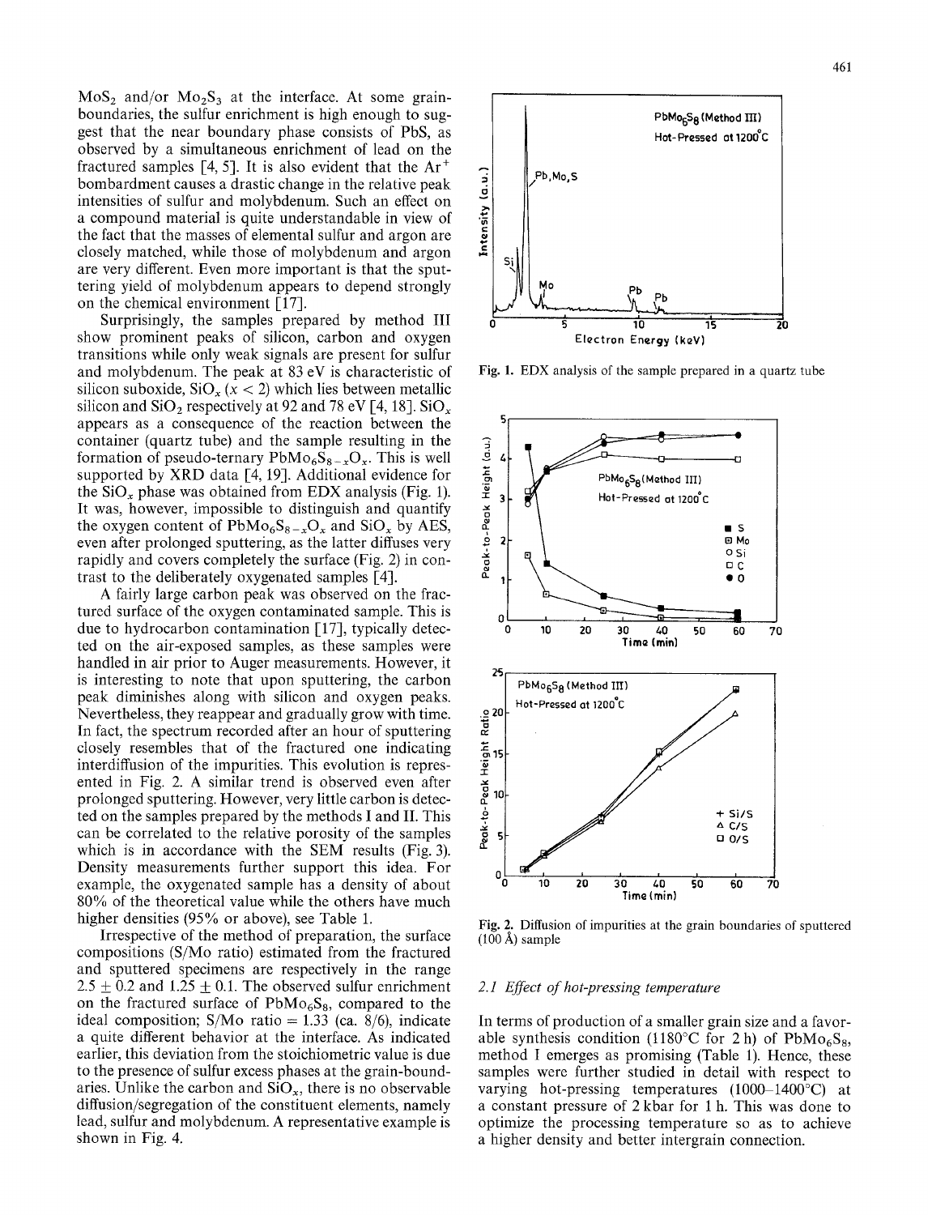$MoS_2$ and/or $Mo_2S_3$ at the interface. At some grain-boundaries, the sulfur enrichment is high enough to suggest that the near boundary phase consists of PbS, as observed by a simultaneous enrichment of lead on the fractured samples [4, 5]. It is also evident that the $Ar^+$ bombardment causes a drastic change in the relative peak intensities of sulfur and molybdenum. Such an effect on a compound material is quite understandable in view of the fact that the masses of elemental sulfur and argon are closely matched, while those of molybdenum and argon are very different. Even more important is that the sputtering yield of molybdenum appears to depend strongly on the chemical environment [17].

Surprisingly, the samples prepared by method III show prominent peaks of silicon, carbon and oxygen transitions while only weak signals are present for sulfur and molybdenum. The peak at 83 eV is characteristic of silicon suboxide, $SiO_x$ ($x < 2$) which lies between metallic silicon and $SiO_2$ respectively at 92 and 78 eV [4, 18]. $SiO_x$ appears as a consequence of the reaction between the container (quartz tube) and the sample resulting in the formation of pseudo-ternary $PbMo_6S_{8-x}O_x$. This is well supported by XRD data [4, 19]. Additional evidence for the $SiO_x$ phase was obtained from EDX analysis (Fig. 1). It was, however, impossible to distinguish and quantify the oxygen content of $PbMo_6S_{8-x}O_x$ and $SiO_x$ by AES, even after prolonged sputtering, as the latter diffuses very rapidly and covers completely the surface (Fig. 2) in contrast to the deliberately oxygenated samples [4].

A fairly large carbon peak was observed on the fractured surface of the oxygen contaminated sample. This is due to hydrocarbon contamination [17], typically detected on the air-exposed samples, as these samples were handled in air prior to Auger measurements. However, it is interesting to note that upon sputtering, the carbon peak diminishes along with silicon and oxygen peaks. Nevertheless, they reappear and gradually grow with time. In fact, the spectrum recorded after an hour of sputtering closely resembles that of the fractured one indicating interdiffusion of the impurities. This evolution is represented in Fig. 2. A similar trend is observed even after prolonged sputtering. However, very little carbon is detected on the samples prepared by the methods I and II. This can be correlated to the relative porosity of the samples which is in accordance with the SEM results (Fig. 3). Density measurements further support this idea. For example, the oxygenated sample has a density of about 80% of the theoretical value while the others have much higher densities (95% or above), see Table 1.

Irrespective of the method of preparation, the surface compositions (S/Mo ratio) estimated from the fractured and sputtered specimens are respectively in the range $2.5 \pm 0.2$ and $1.25 \pm 0.1$. The observed sulfur enrichment on the fractured surface of $PbMo_6S_8$, compared to the ideal composition; S/Mo ratio = 1.33 (ca. 8/6), indicate a quite different behavior at the interface. As indicated earlier, this deviation from the stoichiometric value is due to the presence of sulfur excess phases at the grain-boundaries. Unlike the carbon and $SiO_x$, there is no observable diffusion/segregation of the constituent elements, namely lead, sulfur and molybdenum. A representative example is shown in Fig. 4.

**Fig. 1.** EDX analysis of the sample prepared in a quartz tube

**Fig. 2.** Diffusion of impurities at the grain boundaries of sputtered (100 Å) sample

### 2.1 *Effect of hot-pressing temperature*

In terms of production of a smaller grain size and a favorable synthesis condition (1180°C for 2 h) of $PbMo_6S_8$, method I emerges as promising (Table 1). Hence, these samples were further studied in detail with respect to varying hot-pressing temperatures (1000–1400°C) at a constant pressure of 2 kbar for 1 h. This was done to optimize the processing temperature so as to achieve a higher density and better intergrain connection.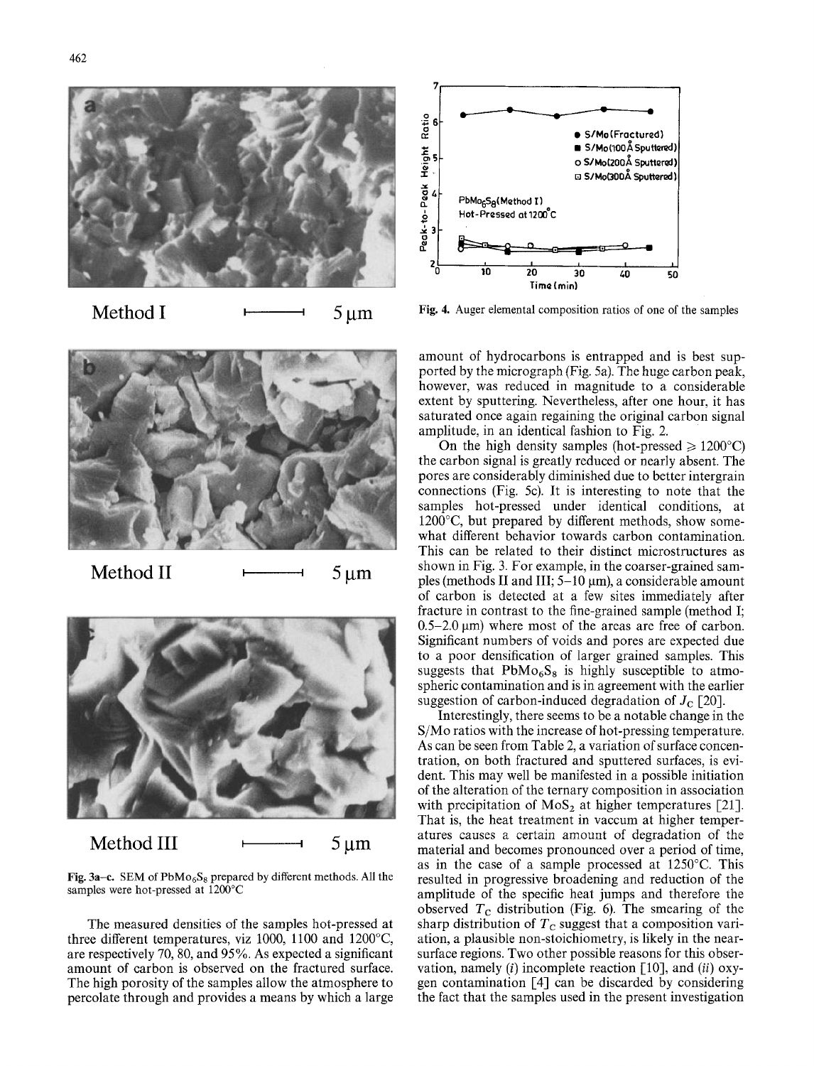Method I 5 μm

Method II 5 μm

Method III 5 μm

**Fig. 3a–c.** SEM of $PbMo_6S_8$ prepared by different methods. All the samples were hot-pressed at 1200°C

The measured densities of the samples hot-pressed at three different temperatures, viz 1000, 1100 and 1200°C, are respectively 70, 80, and 95%. As expected a significant amount of carbon is observed on the fractured surface. The high porosity of the samples allow the atmosphere to percolate through and provides a means by which a large amount of hydrocarbons is entrapped and is best supported by the micrograph (Fig. 5a). The huge carbon peak, however, was reduced in magnitude to a considerable extent by sputtering. Nevertheless, after one hour, it has saturated once again regaining the original carbon signal amplitude, in an identical fashion to Fig. 2.

**Fig. 4.** Auger elemental composition ratios of one of the samples

On the high density samples (hot-pressed ≥ 1200°C) the carbon signal is greatly reduced or nearly absent. The pores are considerably diminished due to better intergrain connections (Fig. 5c). It is interesting to note that the samples hot-pressed under identical conditions, at 1200°C, but prepared by different methods, show somewhat different behavior towards carbon contamination. This can be related to their distinct microstructures as shown in Fig. 3. For example, in the coarser-grained samples (methods II and III; 5–10 μm), a considerable amount of carbon is detected at a few sites immediately after fracture in contrast to the fine-grained sample (method I; 0.5–2.0 μm) where most of the areas are free of carbon. Significant numbers of voids and pores are expected due to a poor densification of larger grained samples. This suggests that $PbMo_6S_8$ is highly susceptible to atmospheric contamination and is in agreement with the earlier suggestion of carbon-induced degradation of $J_C$ [20].

Interestingly, there seems to be a notable change in the S/Mo ratios with the increase of hot-pressing temperature. As can be seen from Table 2, a variation of surface concentration, on both fractured and sputtered surfaces, is evident. This may well be manifested in a possible initiation of the alteration of the ternary composition in association with precipitation of $MoS_2$ at higher temperatures [21]. That is, the heat treatment in vaccum at higher temperatures causes a certain amount of degradation of the material and becomes pronounced over a period of time, as in the case of a sample processed at 1250°C. This resulted in progressive broadening and reduction of the amplitude of the specific heat jumps and therefore the observed $T_C$ distribution (Fig. 6). The smearing of the sharp distribution of $T_C$ suggest that a composition variation, a plausible non-stoichiometry, is likely in the near-surface regions. Two other possible reasons for this observation, namely (*i*) incomplete reaction [10], and (*ii*) oxygen contamination [4] can be discarded by considering the fact that the samples used in the present investigation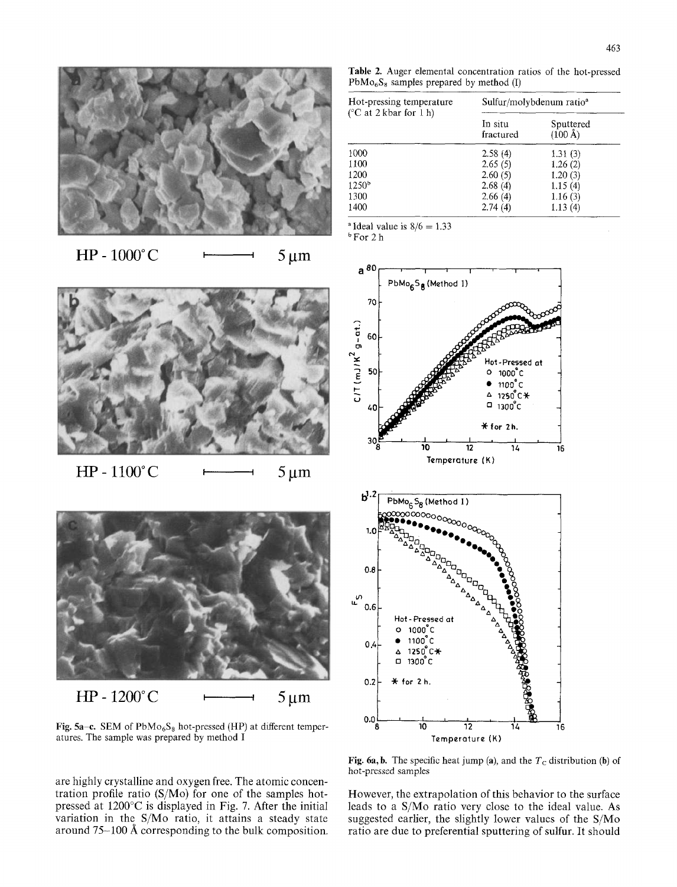**Table 2.** Auger elemental concentration ratios of the hot-pressed $PbMo_6S_8$ samples prepared by method (I)

| Hot-pressing temperature (°C at 2 kbar for 1 h) | Sulfur/molybdenum ratio[a] | |
|---|---|---|
| | In situ fractured | Sputtered (100 Å) |
| 1000 | 2.58 (4) | 1.31 (3) |
| 1100 | 2.65 (5) | 1.26 (2) |
| 1200 | 2.60 (5) | 1.20 (3) |
| 1250[b] | 2.68 (4) | 1.15 (4) |
| 1300 | 2.66 (4) | 1.16 (3) |
| 1400 | 2.74 (4) | 1.13 (4) |

[a] Ideal value is 8/6 = 1.33
[b] For 2 h

Fig. 5a–c. SEM of $PbMo_6S_8$ hot-pressed (HP) at different temperatures. The sample was prepared by method I

Fig. 6a, b. The specific heat jump (a), and the $T_C$ distribution (b) of hot-pressed samples

are highly crystalline and oxygen free. The atomic concentration profile ratio (S/Mo) for one of the samples hot-pressed at 1200°C is displayed in Fig. 7. After the initial variation in the S/Mo ratio, it attains a steady state around 75–100 Å corresponding to the bulk composition. However, the extrapolation of this behavior to the surface leads to a S/Mo ratio very close to the ideal value. As suggested earlier, the slightly lower values of the S/Mo ratio are due to preferential sputtering of sulfur. It should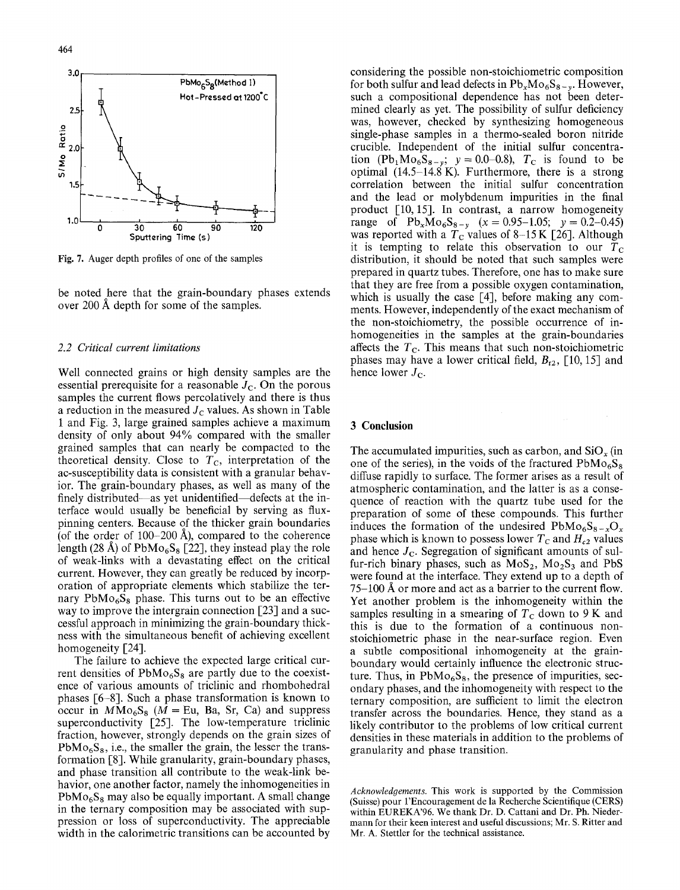Fig. 7. Auger depth profiles of one of the samples

be noted here that the grain-boundary phases extends over 200 Å depth for some of the samples.

### 2.2 Critical current limitations

Well connected grains or high density samples are the essential prerequisite for a reasonable $J_C$. On the porous samples the current flows percolatively and there is thus a reduction in the measured $J_C$ values. As shown in Table 1 and Fig. 3, large grained samples achieve a maximum density of only about 94% compared with the smaller grained samples that can nearly be compacted to the theoretical density. Close to $T_C$, interpretation of the ac-susceptibility data is consistent with a granular behavior. The grain-boundary phases, as well as many of the finely distributed—as yet unidentified—defects at the interface would usually be beneficial by serving as flux-pinning centers. Because of the thicker grain boundaries (of the order of 100–200 Å), compared to the coherence length (28 Å) of $PbMo_6S_8$ [22], they instead play the role of weak-links with a devastating effect on the critical current. However, they can greatly be reduced by incorporation of appropriate elements which stabilize the ternary $PbMo_6S_8$ phase. This turns out to be an effective way to improve the intergrain connection [23] and a successful approach in minimizing the grain-boundary thickness with the simultaneous benefit of achieving excellent homogeneity [24].

The failure to achieve the expected large critical current densities of $PbMo_6S_8$ are partly due to the coexistence of various amounts of triclinic and rhombohedral phases [6–8]. Such a phase transformation is known to occur in $MMo_6S_8$ ($M$ = Eu, Ba, Sr, Ca) and suppress superconductivity [25]. The low-temperature triclinic fraction, however, strongly depends on the grain sizes of $PbMo_6S_8$, i.e., the smaller the grain, the lesser the transformation [8]. While granularity, grain-boundary phases, and phase transition all contribute to the weak-link behavior, one another factor, namely the inhomogeneities in $PbMo_6S_8$ may also be equally important. A small change in the ternary composition may be associated with suppression or loss of superconductivity. The appreciable width in the calorimetric transitions can be accounted by considering the possible non-stoichiometric composition for both sulfur and lead defects in $Pb_xMo_6S_{8-y}$. However, such a compositional dependence has not been determined clearly as yet. The possibility of sulfur deficiency was, however, checked by synthesizing homogeneous single-phase samples in a thermo-sealed boron nitride crucible. Independent of the initial sulfur concentration ($Pb_1Mo_6S_{8-y}$; $y = 0.0$–$0.8$), $T_C$ is found to be optimal (14.5–14.8 K). Furthermore, there is a strong correlation between the initial sulfur concentration and the lead or molybdenum impurities in the final product [10, 15]. In contrast, a narrow homogeneity range of $Pb_xMo_6S_{8-y}$ ($x = 0.95$–$1.05$; $y = 0.2$–$0.45$) was reported with a $T_C$ values of 8–15 K [26]. Although it is tempting to relate this observation to our $T_C$ distribution, it should be noted that such samples were prepared in quartz tubes. Therefore, one has to make sure that they are free from a possible oxygen contamination, which is usually the case [4], before making any comments. However, independently of the exact mechanism of the non-stoichiometry, the possible occurrence of inhomogeneities in the samples at the grain-boundaries affects the $T_C$. This means that such non-stoichiometric phases may have a lower critical field, $B_{c2}$, [10, 15] and hence lower $J_C$.

## 3 Conclusion

The accumulated impurities, such as carbon, and $SiO_x$ (in one of the series), in the voids of the fractured $PbMo_6S_8$ diffuse rapidly to surface. The former arises as a result of atmospheric contamination, and the latter is as a consequence of reaction with the quartz tube used for the preparation of some of these compounds. This further induces the formation of the undesired $PbMo_6S_{8-x}O_x$ phase which is known to possess lower $T_C$ and $H_{c2}$ values and hence $J_C$. Segregation of significant amounts of sulfur-rich binary phases, such as $MoS_2$, $Mo_2S_3$ and PbS were found at the interface. They extend up to a depth of 75–100 Å or more and act as a barrier to the current flow. Yet another problem is the inhomogeneity within the samples resulting in a smearing of $T_C$ down to 9 K and this is due to the formation of a continuous non-stoichiometric phase in the near-surface region. Even a subtle compositional inhomogeneity at the grain-boundary would certainly influence the electronic structure. Thus, in $PbMo_6S_8$, the presence of impurities, secondary phases, and the inhomogeneity with respect to the ternary composition, are sufficient to limit the electron transfer across the boundaries. Hence, they stand as a likely contributor to the problems of low critical current densities in these materials in addition to the problems of granularity and phase transition.

*Acknowledgements.* This work is supported by the Commission (Suisse) pour l'Encouragement de la Recherche Scientifique (CERS) within EUREKA'96. We thank Dr. D. Cattani and Dr. Ph. Niedermann for their keen interest and useful discussions; Mr. S. Ritter and Mr. A. Stettler for the technical assistance.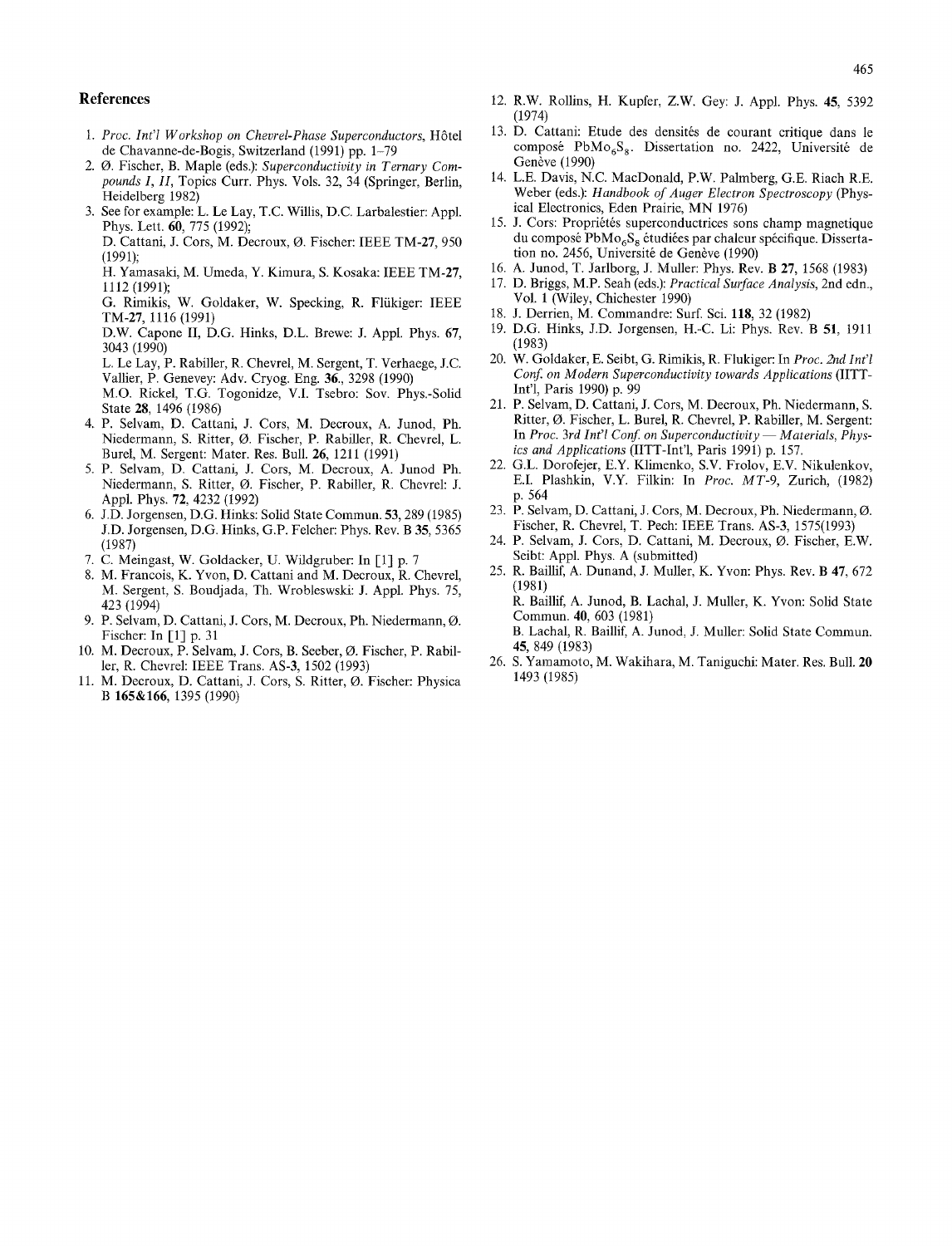## References

1. *Proc. Int'l Workshop on Chevrel-Phase Superconductors*, Hôtel de Chavanne-de-Bogis, Switzerland (1991) pp. 1–79
2. Ø. Fischer, B. Maple (eds.): *Superconductivity in Ternary Compounds I, II*, Topics Curr. Phys. Vols. 32, 34 (Springer, Berlin, Heidelberg 1982)
3. See for example: L. Le Lay, T.C. Willis, D.C. Larbalestier: Appl. Phys. Lett. **60**, 775 (1992);
   D. Cattani, J. Cors, M. Decroux, Ø. Fischer: IEEE TM-**27**, 950 (1991);
   H. Yamasaki, M. Umeda, Y. Kimura, S. Kosaka: IEEE TM-**27**, 1112 (1991);
   G. Rimikis, W. Goldaker, W. Specking, R. Flükiger: IEEE TM-**27**, 1116 (1991)
   D.W. Capone II, D.G. Hinks, D.L. Brewe: J. Appl. Phys. **67**, 3043 (1990)
   L. Le Lay, P. Rabiller, R. Chevrel, M. Sergent, T. Verhaege, J.C. Vallier, P. Genevey: Adv. Cryog. Eng. **36**., 3298 (1990)
   M.O. Rickel, T.G. Togonidze, V.I. Tsebro: Sov. Phys.-Solid State **28**, 1496 (1986)
4. P. Selvam, D. Cattani, J. Cors, M. Decroux, A. Junod, Ph. Niedermann, S. Ritter, Ø. Fischer, P. Rabiller, R. Chevrel, L. Burel, M. Sergent: Mater. Res. Bull. **26**, 1211 (1991)
5. P. Selvam, D. Cattani, J. Cors, M. Decroux, A. Junod Ph. Niedermann, S. Ritter, Ø. Fischer, P. Rabiller, R. Chevrel: J. Appl. Phys. **72**, 4232 (1992)
6. J.D. Jorgensen, D.G. Hinks: Solid State Commun. **53**, 289 (1985)
   J.D. Jorgensen, D.G. Hinks, G.P. Felcher: Phys. Rev. B **35**, 5365 (1987)
7. C. Meingast, W. Goldacker, U. Wildgruber: In [1] p. 7
8. M. Francois, K. Yvon, D. Cattani and M. Decroux, R. Chevrel, M. Sergent, S. Boudjada, Th. Wrobleswski: J. Appl. Phys. 75, 423 (1994)
9. P. Selvam, D. Cattani, J. Cors, M. Decroux, Ph. Niedermann, Ø. Fischer: In [1] p. 31
10. M. Decroux, P. Selvam, J. Cors, B. Seeber, Ø. Fischer, P. Rabiller, R. Chevrel: IEEE Trans. AS-**3**, 1502 (1993)
11. M. Decroux, D. Cattani, J. Cors, S. Ritter, Ø. Fischer: Physica B **165&166**, 1395 (1990)
12. R.W. Rollins, H. Kupfer, Z.W. Gey: J. Appl. Phys. **45**, 5392 (1974)
13. D. Cattani: Etude des densités de courant critique dans le composé $PbMo_6S_8$. Dissertation no. 2422, Université de Genève (1990)
14. L.E. Davis, N.C. MacDonald, P.W. Palmberg, G.E. Riach R.E. Weber (eds.): *Handbook of Auger Electron Spectroscopy* (Physical Electronics, Eden Prairie, MN 1976)
15. J. Cors: Propriétés superconductrices sons champ magnetique du composé $PbMo_6S_8$ étudiées par chaleur spécifique. Dissertation no. 2456, Université de Genève (1990)
16. A. Junod, T. Jarlborg, J. Muller: Phys. Rev. **B 27**, 1568 (1983)
17. D. Briggs, M.P. Seah (eds.): *Practical Surface Analysis*, 2nd edn., Vol. 1 (Wiley, Chichester 1990)
18. J. Derrien, M. Commandre: Surf. Sci. **118**, 32 (1982)
19. D.G. Hinks, J.D. Jorgensen, H.-C. Li: Phys. Rev. B **51**, 1911 (1983)
20. W. Goldaker, E. Seibt, G. Rimikis, R. Flukiger: In *Proc. 2nd Int'l Conf. on Modern Superconductivity towards Applications* (IITT-Int'l, Paris 1990) p. 99
21. P. Selvam, D. Cattani, J. Cors, M. Decroux, Ph. Niedermann, S. Ritter, Ø. Fischer, L. Burel, R. Chevrel, P. Rabiller, M. Sergent: In *Proc. 3rd Int'l Conf. on Superconductivity — Materials, Physics and Applications* (IITT-Int'l, Paris 1991) p. 157.
22. G.L. Dorofejer, E.Y. Klimenko, S.V. Frolov, E.V. Nikulenkov, E.I. Plashkin, V.Y. Filkin: In *Proc. MT-9*, Zurich, (1982) p. 564
23. P. Selvam, D. Cattani, J. Cors, M. Decroux, Ph. Niedermann, Ø. Fischer, R. Chevrel, T. Pech: IEEE Trans. AS-3, 1575(1993)
24. P. Selvam, J. Cors, D. Cattani, M. Decroux, Ø. Fischer, E.W. Seibt: Appl. Phys. A (submitted)
25. R. Baillif, A. Dunand, J. Muller, K. Yvon: Phys. Rev. **B 47**, 672 (1981)
    R. Baillif, A. Junod, B. Lachal, J. Muller, K. Yvon: Solid State Commun. **40**, 603 (1981)
    B. Lachal, R. Baillif, A. Junod, J. Muller: Solid State Commun. **45**, 849 (1983)
26. S. Yamamoto, M. Wakihara, M. Taniguchi: Mater. Res. Bull. **20** 1493 (1985)